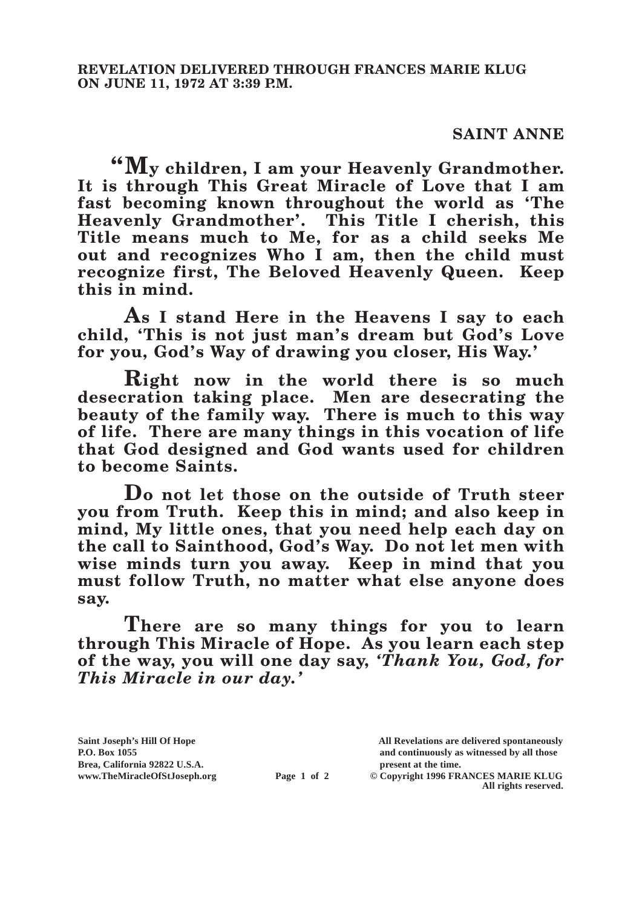**REVELATION DELIVERED THROUGH FRANCES MARIE KLUG ON JUNE 11, 1972 AT 3:39 P.M.**

**SAINT ANNE**

**"My children, I am your Heavenly Grandmother. It is through This Great Miracle of Love that I am fast becoming known throughout the world as 'The Heavenly Grandmother'. This Title I cherish, this Title means much to Me, for as a child seeks Me out and recognizes Who I am, then the child must recognize first, The Beloved Heavenly Queen. Keep this in mind.**

**As I stand Here in the Heavens I say to each child, 'This is not just man's dream but God's Love for you, God's Way of drawing you closer, His Way.'**

**Right now in the world there is so much desecration taking place. Men are desecrating the beauty of the family way. There is much to this way of life. There are many things in this vocation of life that God designed and God wants used for children to become Saints.**

**Do not let those on the outside of Truth steer you from Truth. Keep this in mind; and also keep in mind, My little ones, that you need help each day on the call to Sainthood, God's Way. Do not let men with wise minds turn you away. Keep in mind that you must follow Truth, no matter what else anyone does say.**

**There are so many things for you to learn through This Miracle of Hope. As you learn each step of the way, you will one day say, *'Thank You, God, for This Miracle in our day.'***

Saint Joseph's Hill Of Hope
P.O. Box 1055
Brea, California 92822 U.S.A.
www.TheMiracleOfStJoseph.org

All Revelations are delivered spontaneously and continuously as witnessed by all those present at the time.
© Copyright 1996 FRANCES MARIE KLUG
All rights reserved.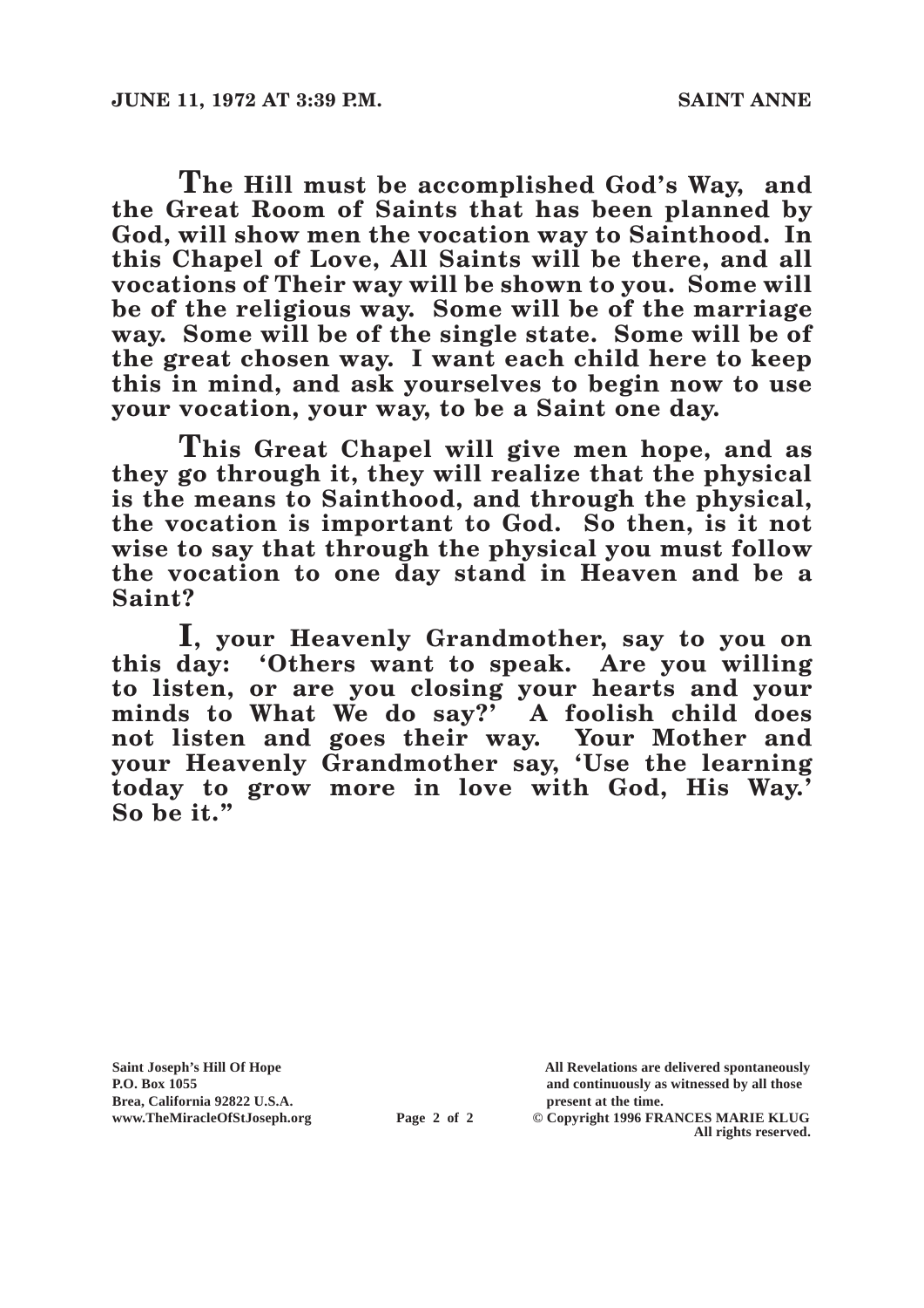**The Hill must be accomplished God's Way, and the Great Room of Saints that has been planned by God, will show men the vocation way to Sainthood. In this Chapel of Love, All Saints will be there, and all vocations of Their way will be shown to you. Some will be of the religious way. Some will be of the marriage way. Some will be of the single state. Some will be of the great chosen way. I want each child here to keep this in mind, and ask yourselves to begin now to use your vocation, your way, to be a Saint one day.**

**This Great Chapel will give men hope, and as they go through it, they will realize that the physical is the means to Sainthood, and through the physical, the vocation is important to God. So then, is it not wise to say that through the physical you must follow the vocation to one day stand in Heaven and be a Saint?**

**I, your Heavenly Grandmother, say to you on this day: 'Others want to speak. Are you willing to listen, or are you closing your hearts and your minds to What We do say?' A foolish child does not listen and goes their way. Your Mother and your Heavenly Grandmother say, 'Use the learning today to grow more in love with God, His Way.' So be it."**

**Saint Joseph's Hill Of Hope**
**P.O. Box 1055**
**Brea, California 92822 U.S.A.**
**www.TheMiracleOfStJoseph.org**

**All Revelations are delivered spontaneously and continuously as witnessed by all those present at the time.**
**© Copyright 1996 FRANCES MARIE KLUG**
**All rights reserved.**